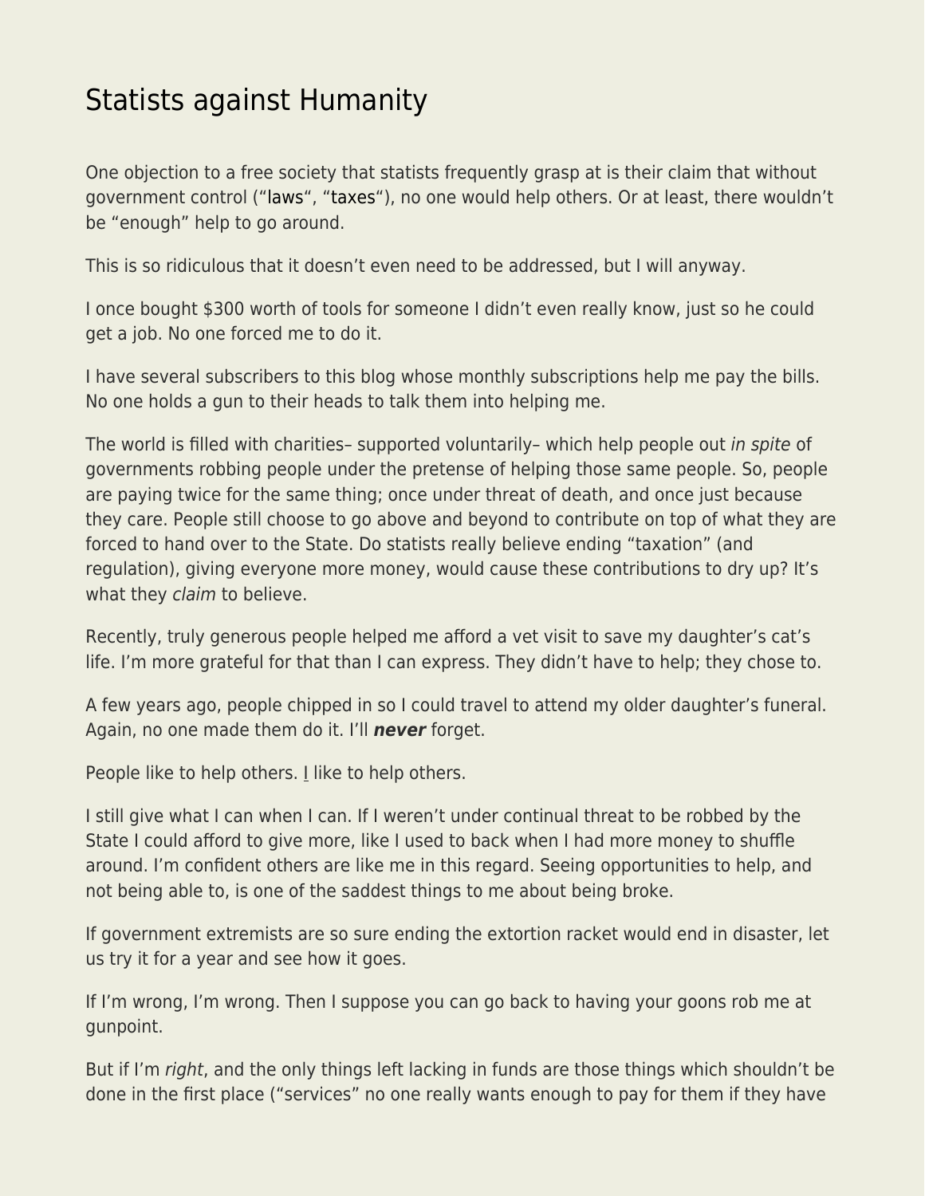# Statists against Humanity

One objection to a free society that statists frequently grasp at is their claim that without government control ("laws", "taxes"), no one would help others. Or at least, there wouldn't be "enough" help to go around.

This is so ridiculous that it doesn't even need to be addressed, but I will anyway.

I once bought $300 worth of tools for someone I didn't even really know, just so he could get a job. No one forced me to do it.

I have several subscribers to this blog whose monthly subscriptions help me pay the bills. No one holds a gun to their heads to talk them into helping me.

The world is filled with charities– supported voluntarily– which help people out *in spite* of governments robbing people under the pretense of helping those same people. So, people are paying twice for the same thing; once under threat of death, and once just because they care. People still choose to go above and beyond to contribute on top of what they are forced to hand over to the State. Do statists really believe ending "taxation" (and regulation), giving everyone more money, would cause these contributions to dry up? It's what they *claim* to believe.

Recently, truly generous people helped me afford a vet visit to save my daughter's cat's life. I'm more grateful for that than I can express. They didn't have to help; they chose to.

A few years ago, people chipped in so I could travel to attend my older daughter's funeral. Again, no one made them do it. I'll ***never*** forget.

People like to help others. <u>I</u> like to help others.

I still give what I can when I can. If I weren't under continual threat to be robbed by the State I could afford to give more, like I used to back when I had more money to shuffle around. I'm confident others are like me in this regard. Seeing opportunities to help, and not being able to, is one of the saddest things to me about being broke.

If government extremists are so sure ending the extortion racket would end in disaster, let us try it for a year and see how it goes.

If I'm wrong, I'm wrong. Then I suppose you can go back to having your goons rob me at gunpoint.

But if I'm *right*, and the only things left lacking in funds are those things which shouldn't be done in the first place ("services" no one really wants enough to pay for them if they have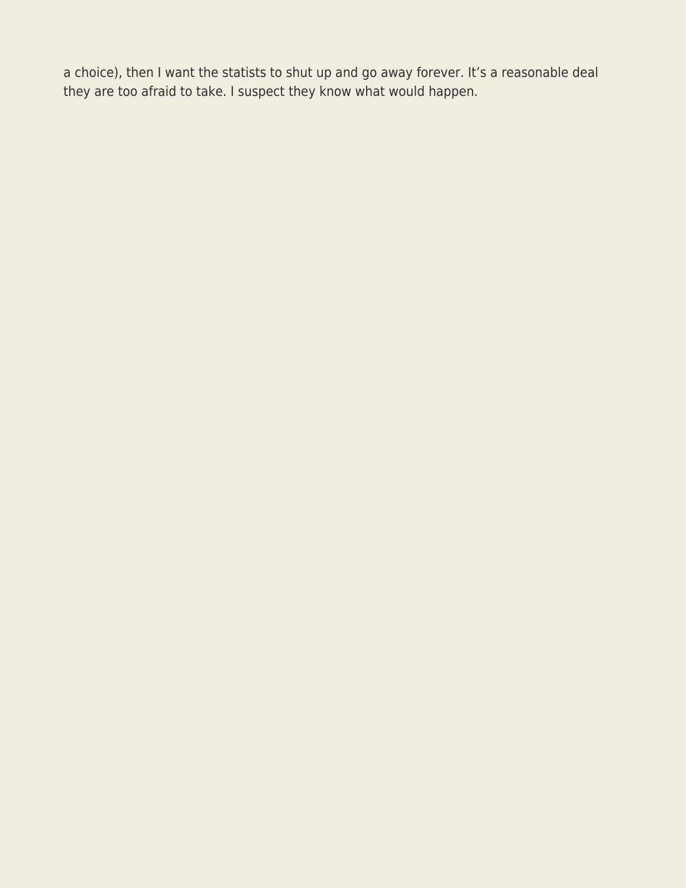a choice), then I want the statists to shut up and go away forever. It’s a reasonable deal they are too afraid to take. I suspect they know what would happen.